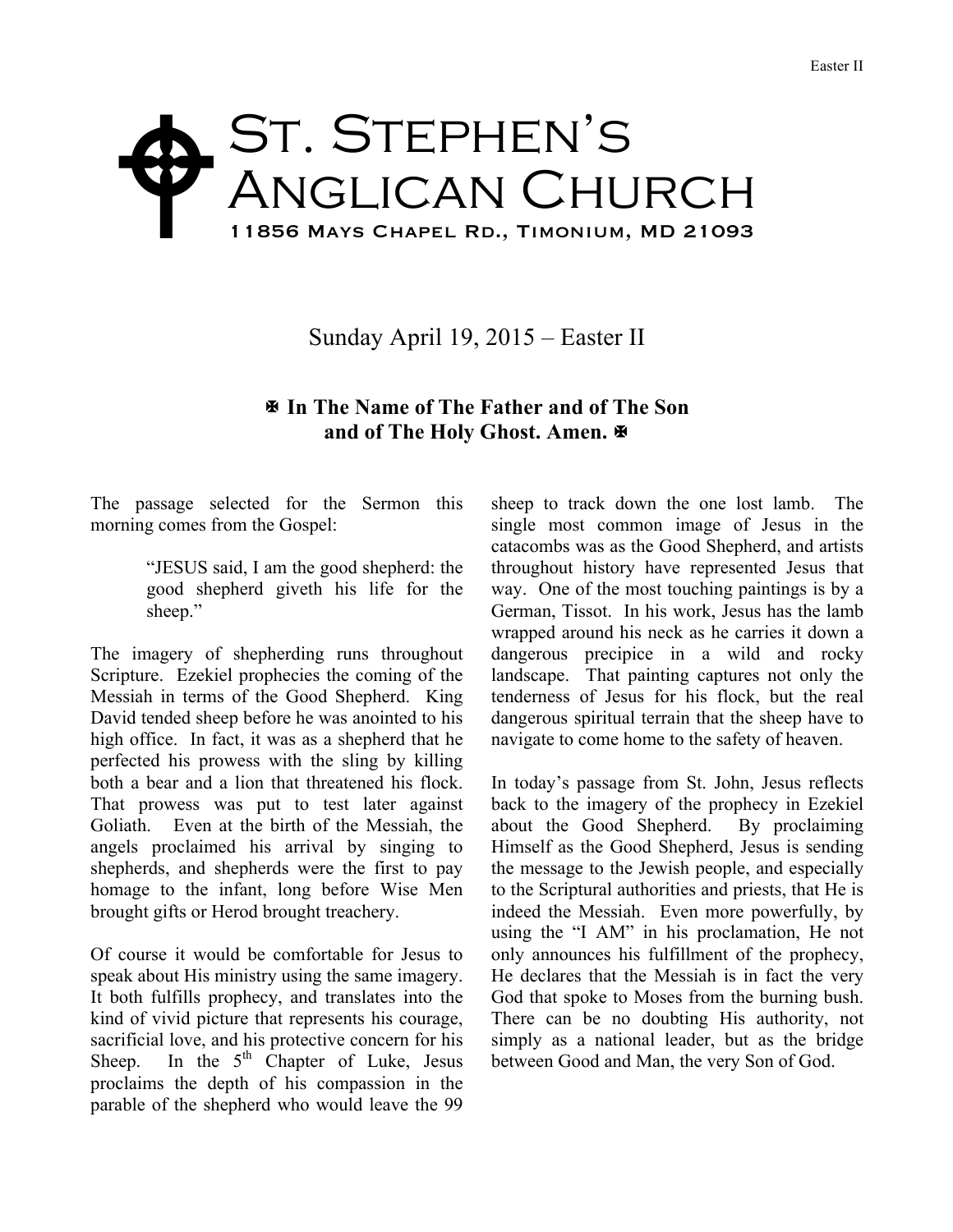# St. Stephen's Anglican Church

11856 Mays Chapel Rd., Timonium, MD 21093

Sunday April 19, 2015 – Easter II

**✠ In The Name of The Father and of The Son and of The Holy Ghost. Amen. ✠**

The passage selected for the Sermon this morning comes from the Gospel:

> "JESUS said, I am the good shepherd: the good shepherd giveth his life for the sheep."

The imagery of shepherding runs throughout Scripture. Ezekiel prophecies the coming of the Messiah in terms of the Good Shepherd. King David tended sheep before he was anointed to his high office. In fact, it was as a shepherd that he perfected his prowess with the sling by killing both a bear and a lion that threatened his flock. That prowess was put to test later against Goliath. Even at the birth of the Messiah, the angels proclaimed his arrival by singing to shepherds, and shepherds were the first to pay homage to the infant, long before Wise Men brought gifts or Herod brought treachery.

Of course it would be comfortable for Jesus to speak about His ministry using the same imagery. It both fulfills prophecy, and translates into the kind of vivid picture that represents his courage, sacrificial love, and his protective concern for his Sheep. In the 5th Chapter of Luke, Jesus proclaims the depth of his compassion in the parable of the shepherd who would leave the 99 sheep to track down the one lost lamb. The single most common image of Jesus in the catacombs was as the Good Shepherd, and artists throughout history have represented Jesus that way. One of the most touching paintings is by a German, Tissot. In his work, Jesus has the lamb wrapped around his neck as he carries it down a dangerous precipice in a wild and rocky landscape. That painting captures not only the tenderness of Jesus for his flock, but the real dangerous spiritual terrain that the sheep have to navigate to come home to the safety of heaven.

In today's passage from St. John, Jesus reflects back to the imagery of the prophecy in Ezekiel about the Good Shepherd. By proclaiming Himself as the Good Shepherd, Jesus is sending the message to the Jewish people, and especially to the Scriptural authorities and priests, that He is indeed the Messiah. Even more powerfully, by using the "I AM" in his proclamation, He not only announces his fulfillment of the prophecy, He declares that the Messiah is in fact the very God that spoke to Moses from the burning bush. There can be no doubting His authority, not simply as a national leader, but as the bridge between Good and Man, the very Son of God.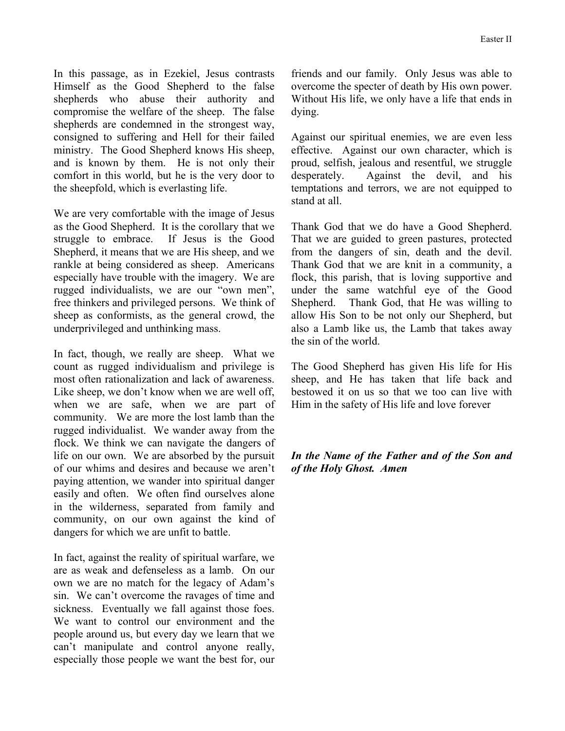In this passage, as in Ezekiel, Jesus contrasts Himself as the Good Shepherd to the false shepherds who abuse their authority and compromise the welfare of the sheep. The false shepherds are condemned in the strongest way, consigned to suffering and Hell for their failed ministry. The Good Shepherd knows His sheep, and is known by them. He is not only their comfort in this world, but he is the very door to the sheepfold, which is everlasting life.

We are very comfortable with the image of Jesus as the Good Shepherd. It is the corollary that we struggle to embrace. If Jesus is the Good Shepherd, it means that we are His sheep, and we rankle at being considered as sheep. Americans especially have trouble with the imagery. We are rugged individualists, we are our "own men", free thinkers and privileged persons. We think of sheep as conformists, as the general crowd, the underprivileged and unthinking mass.

In fact, though, we really are sheep. What we count as rugged individualism and privilege is most often rationalization and lack of awareness. Like sheep, we don't know when we are well off, when we are safe, when we are part of community. We are more the lost lamb than the rugged individualist. We wander away from the flock. We think we can navigate the dangers of life on our own. We are absorbed by the pursuit of our whims and desires and because we aren't paying attention, we wander into spiritual danger easily and often. We often find ourselves alone in the wilderness, separated from family and community, on our own against the kind of dangers for which we are unfit to battle.

In fact, against the reality of spiritual warfare, we are as weak and defenseless as a lamb. On our own we are no match for the legacy of Adam's sin. We can't overcome the ravages of time and sickness. Eventually we fall against those foes. We want to control our environment and the people around us, but every day we learn that we can't manipulate and control anyone really, especially those people we want the best for, our friends and our family. Only Jesus was able to overcome the specter of death by His own power. Without His life, we only have a life that ends in dying.

Against our spiritual enemies, we are even less effective. Against our own character, which is proud, selfish, jealous and resentful, we struggle desperately. Against the devil, and his temptations and terrors, we are not equipped to stand at all.

Thank God that we do have a Good Shepherd. That we are guided to green pastures, protected from the dangers of sin, death and the devil. Thank God that we are knit in a community, a flock, this parish, that is loving supportive and under the same watchful eye of the Good Shepherd. Thank God, that He was willing to allow His Son to be not only our Shepherd, but also a Lamb like us, the Lamb that takes away the sin of the world.

The Good Shepherd has given His life for His sheep, and He has taken that life back and bestowed it on us so that we too can live with Him in the safety of His life and love forever

***In the Name of the Father and of the Son and of the Holy Ghost. Amen***